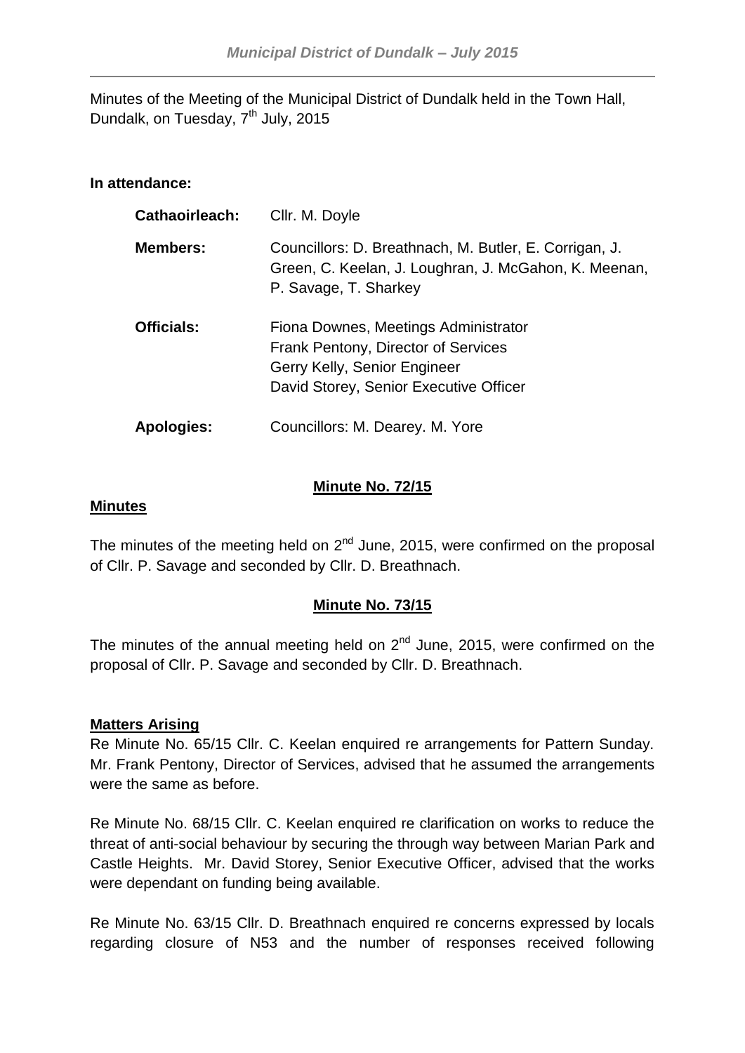Minutes of the Meeting of the Municipal District of Dundalk held in the Town Hall, Dundalk, on Tuesday, 7th July, 2015

**In attendance:**

| | |
|---|---|
| **Cathaoirleach:** | Cllr. M. Doyle |
| **Members:** | Councillors: D. Breathnach, M. Butler, E. Corrigan, J. Green, C. Keelan, J. Loughran, J. McGahon, K. Meenan, P. Savage, T. Sharkey |
| **Officials:** | Fiona Downes, Meetings Administrator<br>Frank Pentony, Director of Services<br>Gerry Kelly, Senior Engineer<br>David Storey, Senior Executive Officer |
| **Apologies:** | Councillors: M. Dearey. M. Yore |

**Minute No. 72/15**

**Minutes**

The minutes of the meeting held on 2nd June, 2015, were confirmed on the proposal of Cllr. P. Savage and seconded by Cllr. D. Breathnach.

**Minute No. 73/15**

The minutes of the annual meeting held on 2nd June, 2015, were confirmed on the proposal of Cllr. P. Savage and seconded by Cllr. D. Breathnach.

**Matters Arising**

Re Minute No. 65/15 Cllr. C. Keelan enquired re arrangements for Pattern Sunday. Mr. Frank Pentony, Director of Services, advised that he assumed the arrangements were the same as before.

Re Minute No. 68/15 Cllr. C. Keelan enquired re clarification on works to reduce the threat of anti-social behaviour by securing the through way between Marian Park and Castle Heights. Mr. David Storey, Senior Executive Officer, advised that the works were dependant on funding being available.

Re Minute No. 63/15 Cllr. D. Breathnach enquired re concerns expressed by locals regarding closure of N53 and the number of responses received following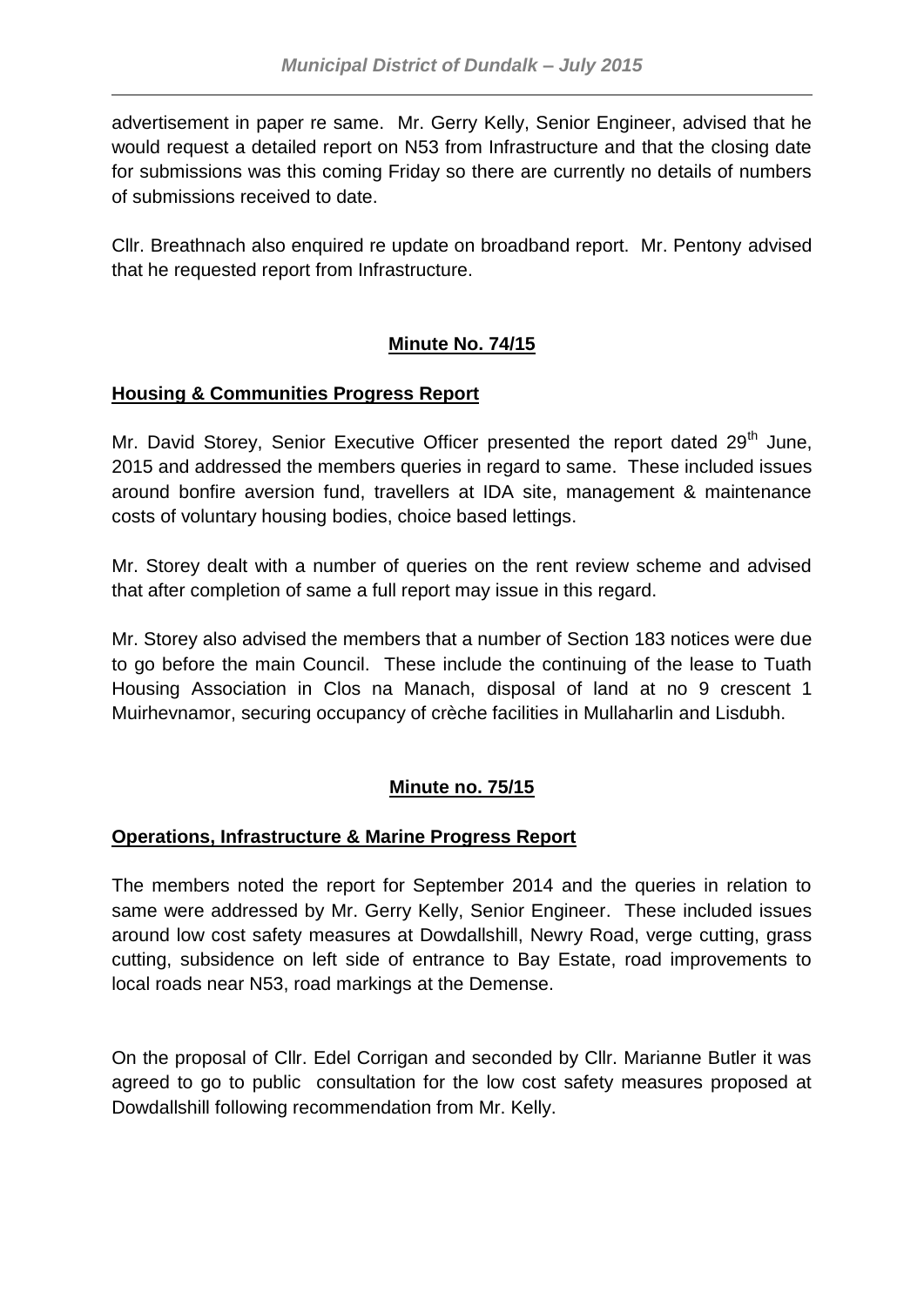advertisement in paper re same. Mr. Gerry Kelly, Senior Engineer, advised that he would request a detailed report on N53 from Infrastructure and that the closing date for submissions was this coming Friday so there are currently no details of numbers of submissions received to date.

Cllr. Breathnach also enquired re update on broadband report. Mr. Pentony advised that he requested report from Infrastructure.

## **Minute No. 74/15**

**Housing & Communities Progress Report**

Mr. David Storey, Senior Executive Officer presented the report dated 29th June, 2015 and addressed the members queries in regard to same. These included issues around bonfire aversion fund, travellers at IDA site, management & maintenance costs of voluntary housing bodies, choice based lettings.

Mr. Storey dealt with a number of queries on the rent review scheme and advised that after completion of same a full report may issue in this regard.

Mr. Storey also advised the members that a number of Section 183 notices were due to go before the main Council. These include the continuing of the lease to Tuath Housing Association in Clos na Manach, disposal of land at no 9 crescent 1 Muirhevnamor, securing occupancy of crèche facilities in Mullaharlin and Lisdubh.

## **Minute no. 75/15**

**Operations, Infrastructure & Marine Progress Report**

The members noted the report for September 2014 and the queries in relation to same were addressed by Mr. Gerry Kelly, Senior Engineer. These included issues around low cost safety measures at Dowdallshill, Newry Road, verge cutting, grass cutting, subsidence on left side of entrance to Bay Estate, road improvements to local roads near N53, road markings at the Demense.

On the proposal of Cllr. Edel Corrigan and seconded by Cllr. Marianne Butler it was agreed to go to public consultation for the low cost safety measures proposed at Dowdallshill following recommendation from Mr. Kelly.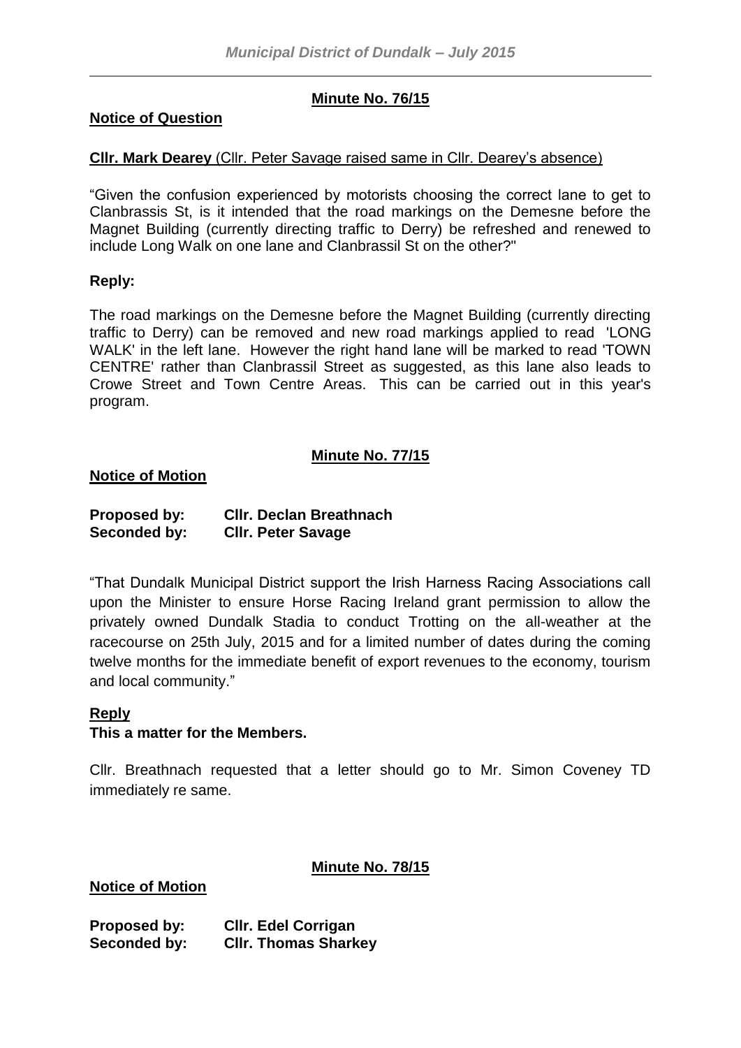**Minute No. 76/15**

**Notice of Question**

**Cllr. Mark Dearey** (Cllr. Peter Savage raised same in Cllr. Dearey's absence)

"Given the confusion experienced by motorists choosing the correct lane to get to Clanbrassis St, is it intended that the road markings on the Demesne before the Magnet Building (currently directing traffic to Derry) be refreshed and renewed to include Long Walk on one lane and Clanbrassil St on the other?"

**Reply:**

The road markings on the Demesne before the Magnet Building (currently directing traffic to Derry) can be removed and new road markings applied to read 'LONG WALK' in the left lane. However the right hand lane will be marked to read 'TOWN CENTRE' rather than Clanbrassil Street as suggested, as this lane also leads to Crowe Street and Town Centre Areas. This can be carried out in this year's program.

**Minute No. 77/15**

**Notice of Motion**

**Proposed by: Cllr. Declan Breathnach**
**Seconded by: Cllr. Peter Savage**

"That Dundalk Municipal District support the Irish Harness Racing Associations call upon the Minister to ensure Horse Racing Ireland grant permission to allow the privately owned Dundalk Stadia to conduct Trotting on the all-weather at the racecourse on 25th July, 2015 and for a limited number of dates during the coming twelve months for the immediate benefit of export revenues to the economy, tourism and local community."

**Reply**

**This a matter for the Members.**

Cllr. Breathnach requested that a letter should go to Mr. Simon Coveney TD immediately re same.

**Minute No. 78/15**

**Notice of Motion**

**Proposed by: Cllr. Edel Corrigan**
**Seconded by: Cllr. Thomas Sharkey**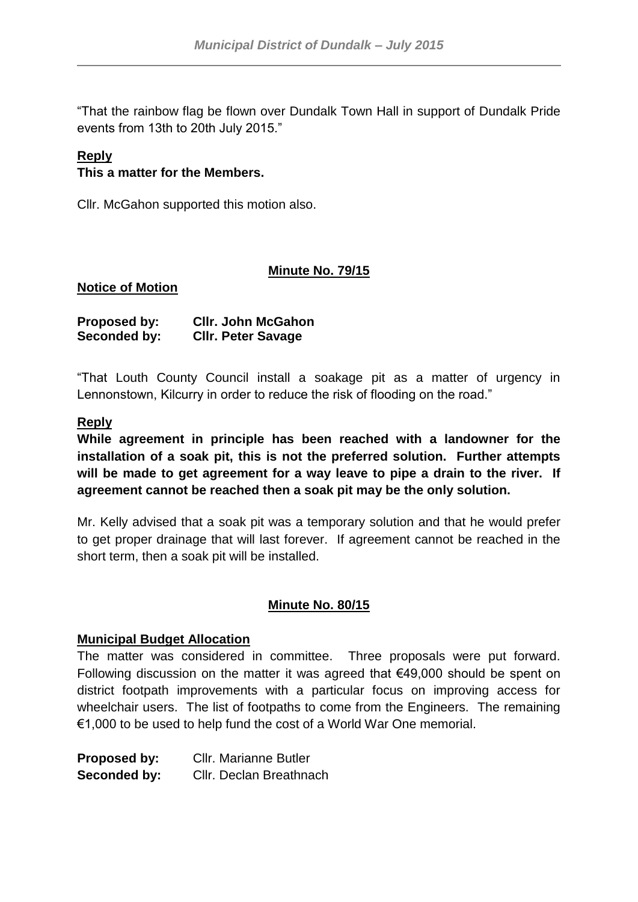"That the rainbow flag be flown over Dundalk Town Hall in support of Dundalk Pride events from 13th to 20th July 2015."

**Reply**

**This a matter for the Members.**

Cllr. McGahon supported this motion also.

**Minute No. 79/15**

**Notice of Motion**

**Proposed by:** **Cllr. John McGahon**
**Seconded by:** **Cllr. Peter Savage**

"That Louth County Council install a soakage pit as a matter of urgency in Lennonstown, Kilcurry in order to reduce the risk of flooding on the road."

**Reply**

**While agreement in principle has been reached with a landowner for the installation of a soak pit, this is not the preferred solution. Further attempts will be made to get agreement for a way leave to pipe a drain to the river. If agreement cannot be reached then a soak pit may be the only solution.**

Mr. Kelly advised that a soak pit was a temporary solution and that he would prefer to get proper drainage that will last forever. If agreement cannot be reached in the short term, then a soak pit will be installed.

**Minute No. 80/15**

**Municipal Budget Allocation**

The matter was considered in committee. Three proposals were put forward. Following discussion on the matter it was agreed that €49,000 should be spent on district footpath improvements with a particular focus on improving access for wheelchair users. The list of footpaths to come from the Engineers. The remaining €1,000 to be used to help fund the cost of a World War One memorial.

**Proposed by:** Cllr. Marianne Butler
**Seconded by:** Cllr. Declan Breathnach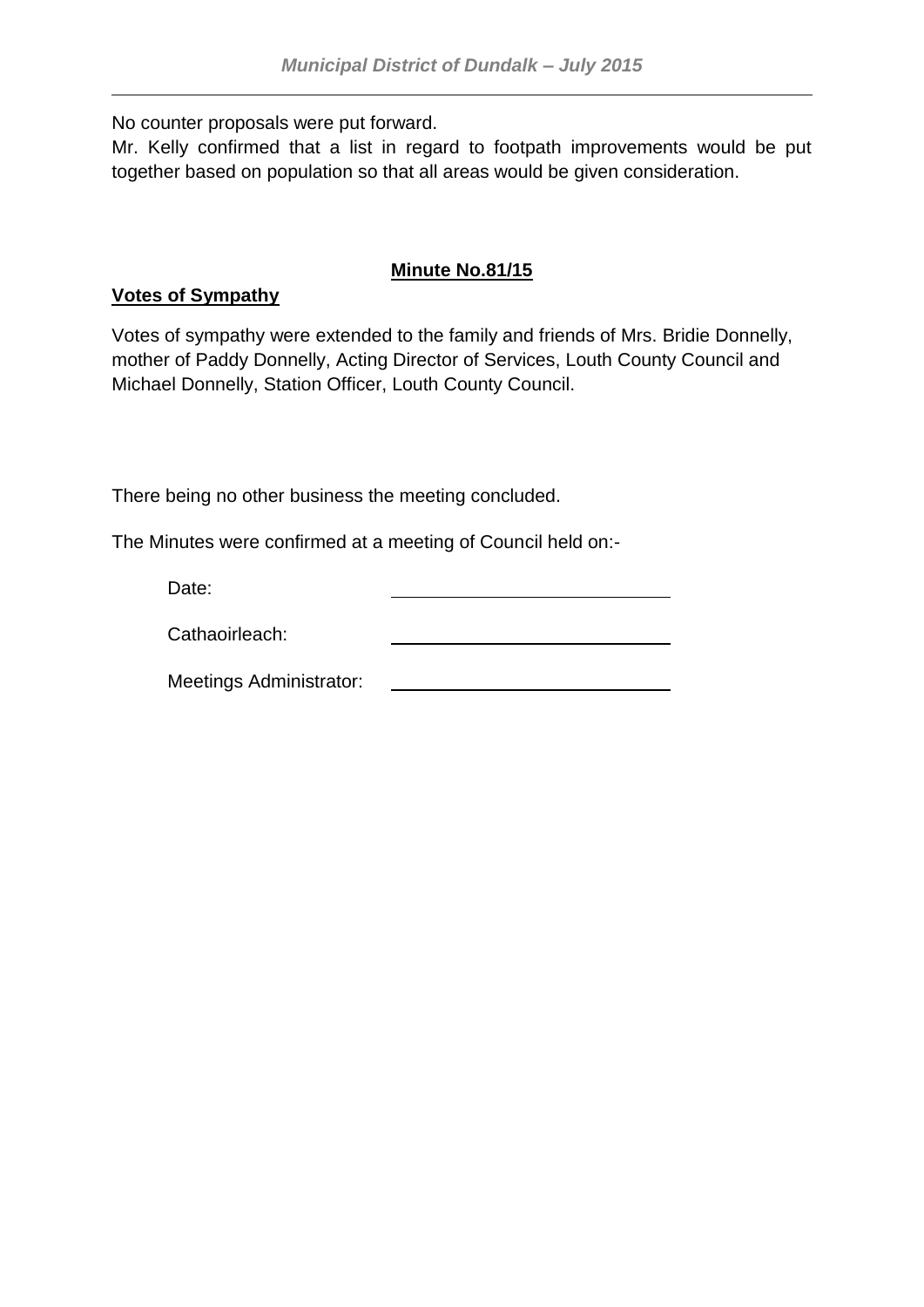No counter proposals were put forward.

Mr. Kelly confirmed that a list in regard to footpath improvements would be put together based on population so that all areas would be given consideration.

**Minute No.81/15**

**Votes of Sympathy**

Votes of sympathy were extended to the family and friends of Mrs. Bridie Donnelly, mother of Paddy Donnelly, Acting Director of Services, Louth County Council and Michael Donnelly, Station Officer, Louth County Council.

There being no other business the meeting concluded.

The Minutes were confirmed at a meeting of Council held on:-

Date: \_\_\_\_\_\_\_\_\_\_\_\_\_\_\_\_\_\_\_\_\_\_\_\_\_\_

Cathaoirleach: \_\_\_\_\_\_\_\_\_\_\_\_\_\_\_\_\_\_\_\_\_\_\_\_\_\_

Meetings Administrator: \_\_\_\_\_\_\_\_\_\_\_\_\_\_\_\_\_\_\_\_\_\_\_\_\_\_